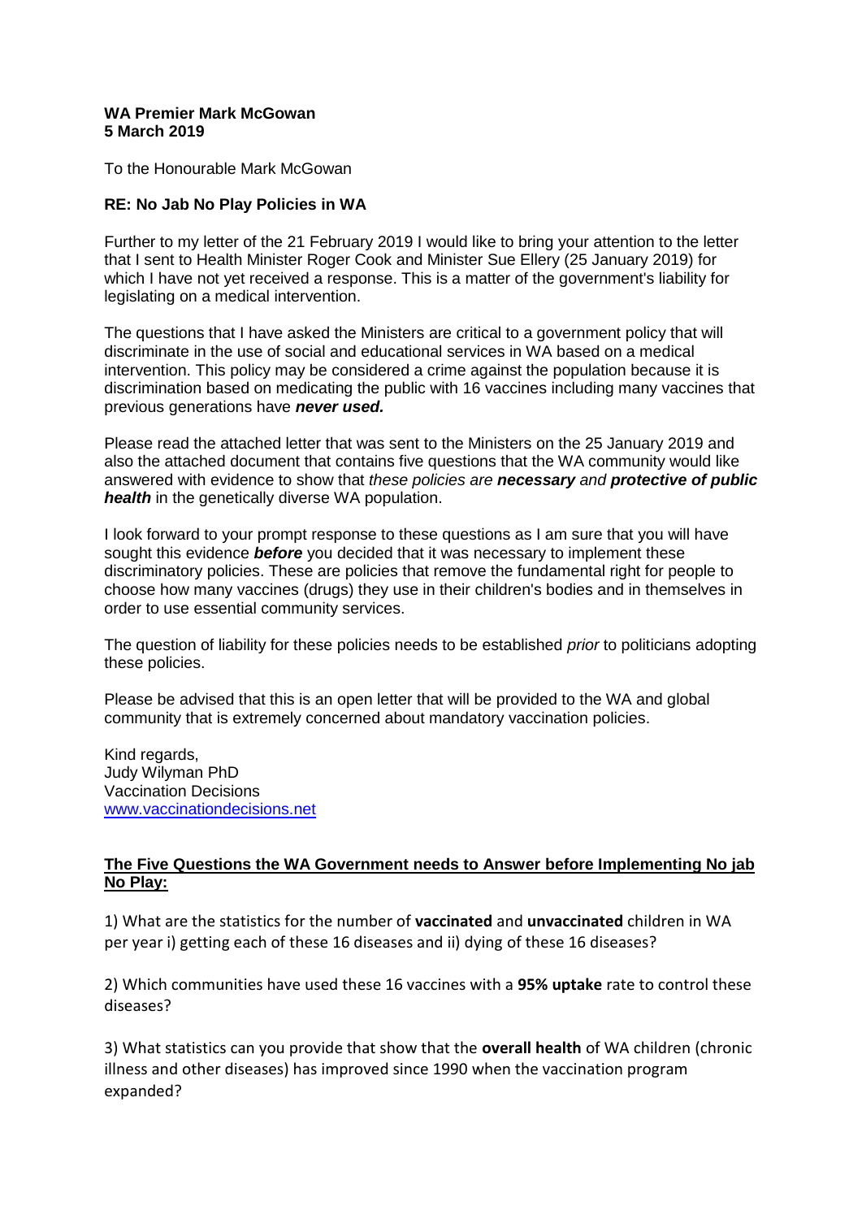**WA Premier Mark McGowan**
**5 March 2019**

To the Honourable Mark McGowan

**RE: No Jab No Play Policies in WA**

Further to my letter of the 21 February 2019 I would like to bring your attention to the letter that I sent to Health Minister Roger Cook and Minister Sue Ellery (25 January 2019) for which I have not yet received a response. This is a matter of the government's liability for legislating on a medical intervention.

The questions that I have asked the Ministers are critical to a government policy that will discriminate in the use of social and educational services in WA based on a medical intervention. This policy may be considered a crime against the population because it is discrimination based on medicating the public with 16 vaccines including many vaccines that previous generations have ***never used.***

Please read the attached letter that was sent to the Ministers on the 25 January 2019 and also the attached document that contains five questions that the WA community would like answered with evidence to show that *these policies are* ***necessary*** *and* ***protective of public health*** in the genetically diverse WA population.

I look forward to your prompt response to these questions as I am sure that you will have sought this evidence ***before*** you decided that it was necessary to implement these discriminatory policies. These are policies that remove the fundamental right for people to choose how many vaccines (drugs) they use in their children's bodies and in themselves in order to use essential community services.

The question of liability for these policies needs to be established *prior* to politicians adopting these policies.

Please be advised that this is an open letter that will be provided to the WA and global community that is extremely concerned about mandatory vaccination policies.

Kind regards,
Judy Wilyman PhD
Vaccination Decisions
[www.vaccinationdecisions.net](http://www.vaccinationdecisions.net)

**The Five Questions the WA Government needs to Answer before Implementing No jab No Play:**

1) What are the statistics for the number of **vaccinated** and **unvaccinated** children in WA per year i) getting each of these 16 diseases and ii) dying of these 16 diseases?

2) Which communities have used these 16 vaccines with a **95% uptake** rate to control these diseases?

3) What statistics can you provide that show that the **overall health** of WA children (chronic illness and other diseases) has improved since 1990 when the vaccination program expanded?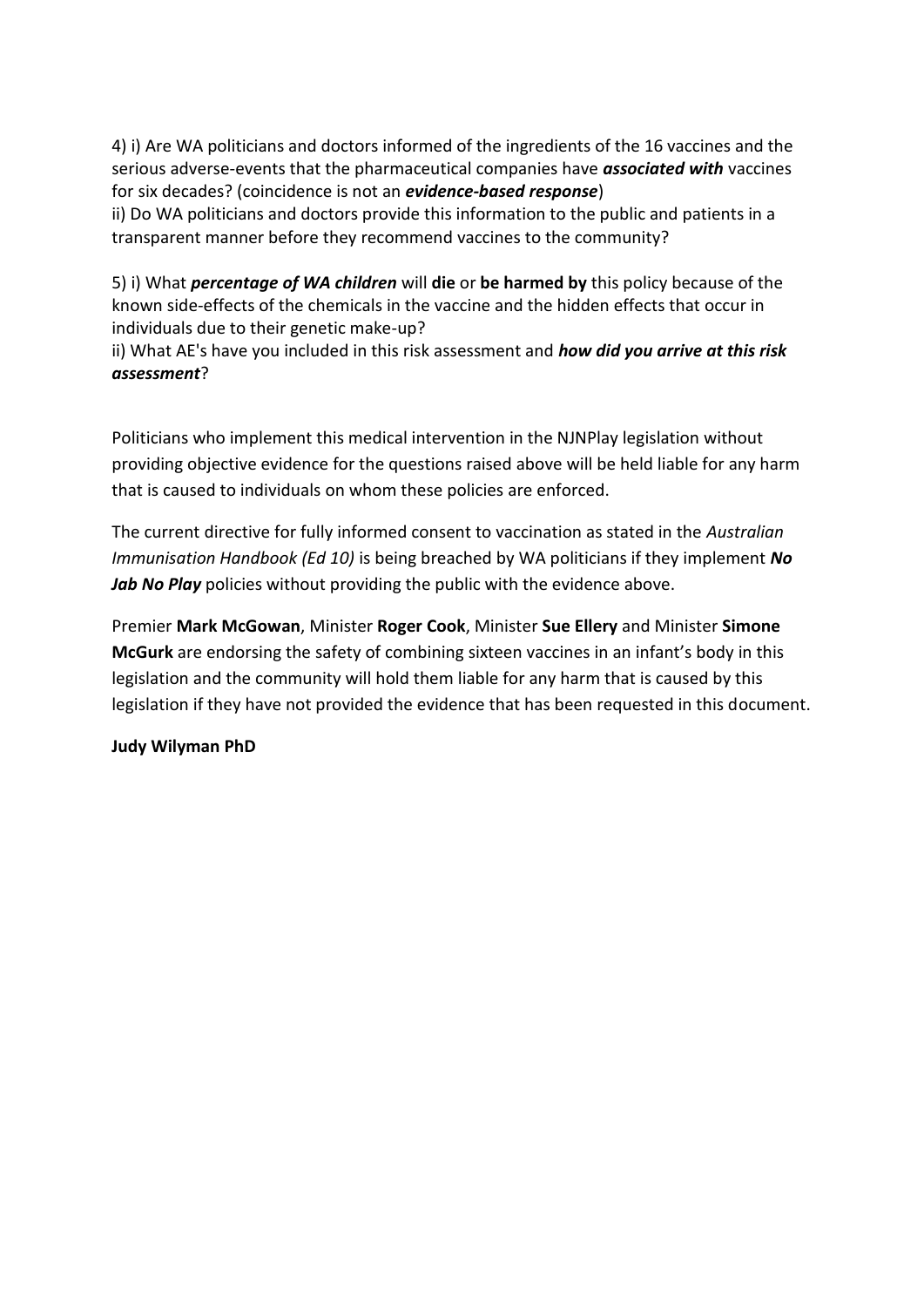4) i) Are WA politicians and doctors informed of the ingredients of the 16 vaccines and the serious adverse-events that the pharmaceutical companies have ***associated with*** vaccines for six decades? (coincidence is not an ***evidence-based response***)
ii) Do WA politicians and doctors provide this information to the public and patients in a transparent manner before they recommend vaccines to the community?

5) i) What ***percentage of WA children*** will **die** or **be harmed by** this policy because of the known side-effects of the chemicals in the vaccine and the hidden effects that occur in individuals due to their genetic make-up?
ii) What AE's have you included in this risk assessment and ***how did you arrive at this risk assessment***?

Politicians who implement this medical intervention in the NJNPlay legislation without providing objective evidence for the questions raised above will be held liable for any harm that is caused to individuals on whom these policies are enforced.

The current directive for fully informed consent to vaccination as stated in the *Australian Immunisation Handbook (Ed 10)* is being breached by WA politicians if they implement ***No Jab No Play*** policies without providing the public with the evidence above.

Premier **Mark McGowan**, Minister **Roger Cook**, Minister **Sue Ellery** and Minister **Simone McGurk** are endorsing the safety of combining sixteen vaccines in an infant's body in this legislation and the community will hold them liable for any harm that is caused by this legislation if they have not provided the evidence that has been requested in this document.

**Judy Wilyman PhD**